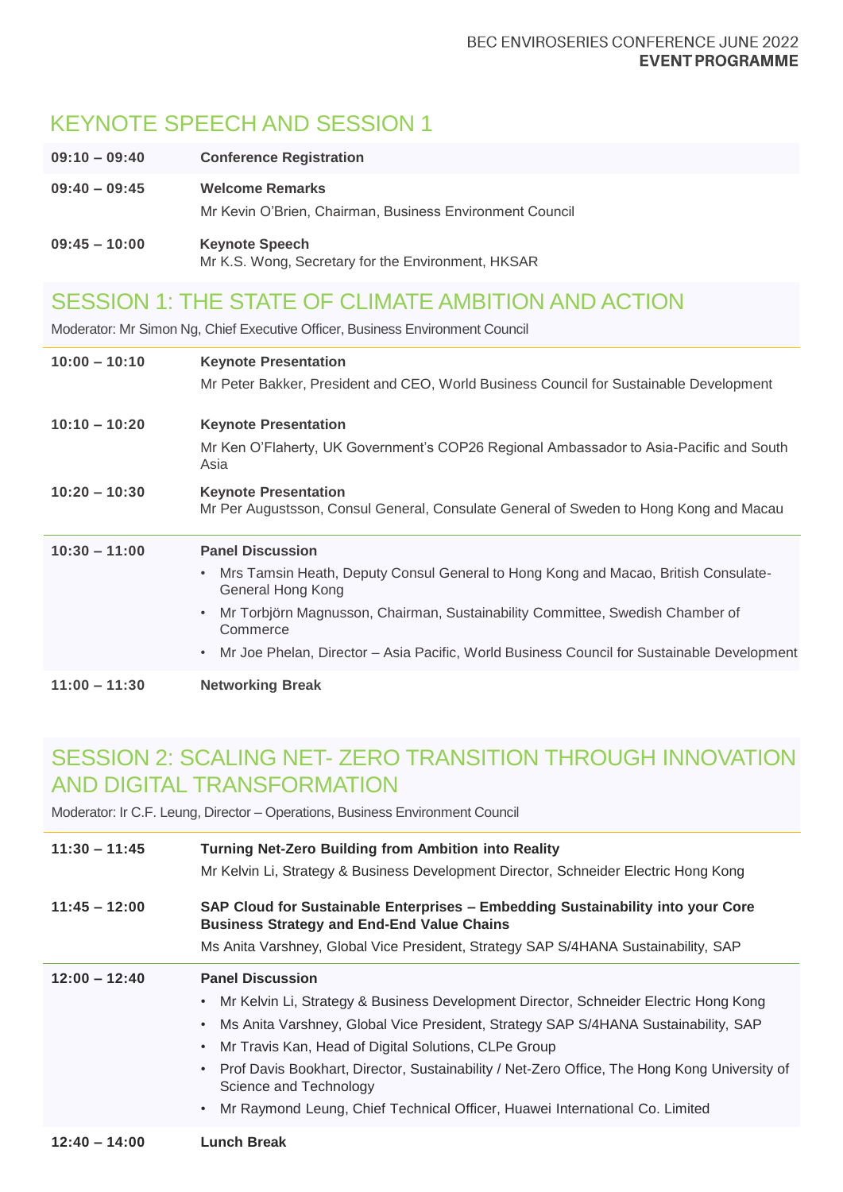# KEYNOTE SPEECH AND SESSION 1

| | |
|---|---|
| **09:10 – 09:40** | **Conference Registration** |
| **09:40 – 09:45** | **Welcome Remarks**<br>Mr Kevin O'Brien, Chairman, Business Environment Council |
| **09:45 – 10:00** | **Keynote Speech**<br>Mr K.S. Wong, Secretary for the Environment, HKSAR |

## SESSION 1: THE STATE OF CLIMATE AMBITION AND ACTION

Moderator: Mr Simon Ng, Chief Executive Officer, Business Environment Council

| | |
|---|---|
| **10:00 – 10:10** | **Keynote Presentation**<br>Mr Peter Bakker, President and CEO, World Business Council for Sustainable Development |
| **10:10 – 10:20** | **Keynote Presentation**<br>Mr Ken O'Flaherty, UK Government's COP26 Regional Ambassador to Asia-Pacific and South Asia |
| **10:20 – 10:30** | **Keynote Presentation**<br>Mr Per Augustsson, Consul General, Consulate General of Sweden to Hong Kong and Macau |
| **10:30 – 11:00** | **Panel Discussion**<br>• Mrs Tamsin Heath, Deputy Consul General to Hong Kong and Macao, British Consulate-General Hong Kong<br>• Mr Torbjörn Magnusson, Chairman, Sustainability Committee, Swedish Chamber of Commerce<br>• Mr Joe Phelan, Director – Asia Pacific, World Business Council for Sustainable Development |
| **11:00 – 11:30** | **Networking Break** |

## SESSION 2: SCALING NET- ZERO TRANSITION THROUGH INNOVATION AND DIGITAL TRANSFORMATION

Moderator: Ir C.F. Leung, Director – Operations, Business Environment Council

| | |
|---|---|
| **11:30 – 11:45** | **Turning Net-Zero Building from Ambition into Reality**<br>Mr Kelvin Li, Strategy & Business Development Director, Schneider Electric Hong Kong |
| **11:45 – 12:00** | **SAP Cloud for Sustainable Enterprises – Embedding Sustainability into your Core Business Strategy and End-End Value Chains**<br>Ms Anita Varshney, Global Vice President, Strategy SAP S/4HANA Sustainability, SAP |
| **12:00 – 12:40** | **Panel Discussion**<br>• Mr Kelvin Li, Strategy & Business Development Director, Schneider Electric Hong Kong<br>• Ms Anita Varshney, Global Vice President, Strategy SAP S/4HANA Sustainability, SAP<br>• Mr Travis Kan, Head of Digital Solutions, CLPe Group<br>• Prof Davis Bookhart, Director, Sustainability / Net-Zero Office, The Hong Kong University of Science and Technology<br>• Mr Raymond Leung, Chief Technical Officer, Huawei International Co. Limited |
| **12:40 – 14:00** | **Lunch Break** |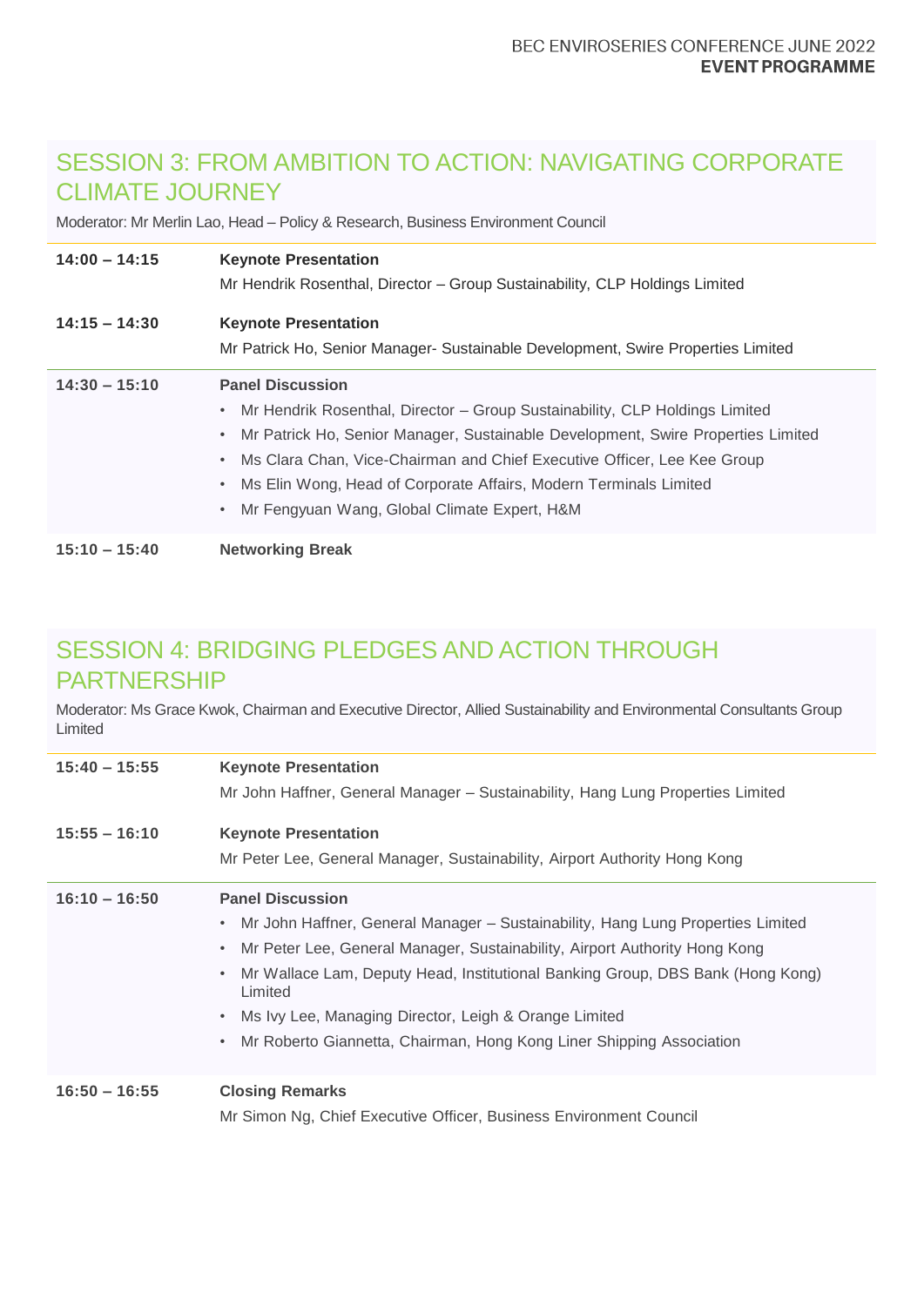## SESSION 3: FROM AMBITION TO ACTION: NAVIGATING CORPORATE CLIMATE JOURNEY

Moderator: Mr Merlin Lao, Head – Policy & Research, Business Environment Council

**14:00 – 14:15** **Keynote Presentation**
Mr Hendrik Rosenthal, Director – Group Sustainability, CLP Holdings Limited

**14:15 – 14:30** **Keynote Presentation**
Mr Patrick Ho, Senior Manager- Sustainable Development, Swire Properties Limited

**14:30 – 15:10** **Panel Discussion**

- Mr Hendrik Rosenthal, Director – Group Sustainability, CLP Holdings Limited
- Mr Patrick Ho, Senior Manager, Sustainable Development, Swire Properties Limited
- Ms Clara Chan, Vice-Chairman and Chief Executive Officer, Lee Kee Group
- Ms Elin Wong, Head of Corporate Affairs, Modern Terminals Limited
- Mr Fengyuan Wang, Global Climate Expert, H&M

**15:10 – 15:40** **Networking Break**

## SESSION 4: BRIDGING PLEDGES AND ACTION THROUGH PARTNERSHIP

Moderator: Ms Grace Kwok, Chairman and Executive Director, Allied Sustainability and Environmental Consultants Group Limited

**15:40 – 15:55** **Keynote Presentation**
Mr John Haffner, General Manager – Sustainability, Hang Lung Properties Limited

**15:55 – 16:10** **Keynote Presentation**
Mr Peter Lee, General Manager, Sustainability, Airport Authority Hong Kong

**16:10 – 16:50** **Panel Discussion**

- Mr John Haffner, General Manager – Sustainability, Hang Lung Properties Limited
- Mr Peter Lee, General Manager, Sustainability, Airport Authority Hong Kong
- Mr Wallace Lam, Deputy Head, Institutional Banking Group, DBS Bank (Hong Kong) Limited
- Ms Ivy Lee, Managing Director, Leigh & Orange Limited
- Mr Roberto Giannetta, Chairman, Hong Kong Liner Shipping Association

**16:50 – 16:55** **Closing Remarks**
Mr Simon Ng, Chief Executive Officer, Business Environment Council